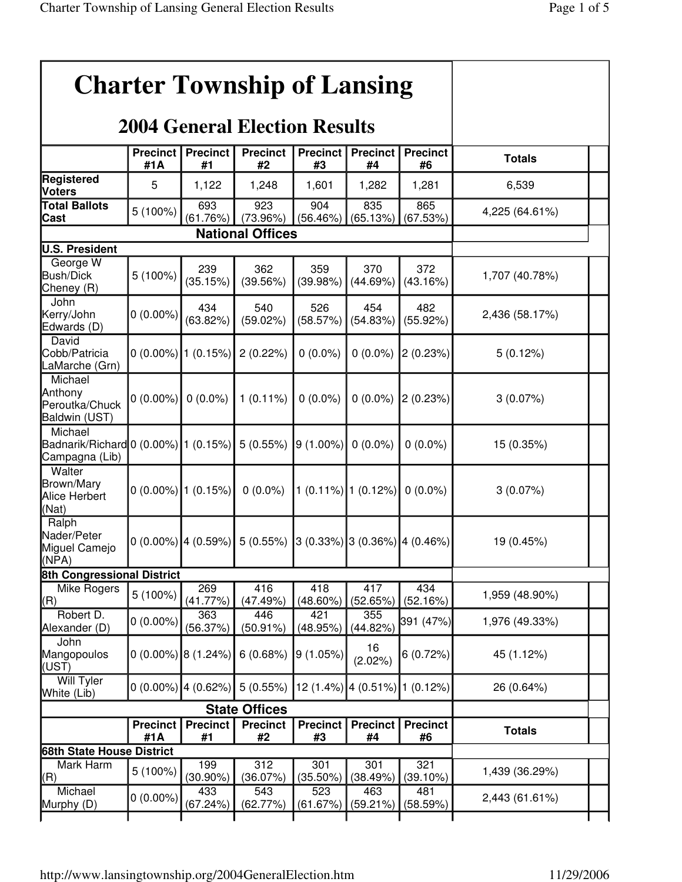# Charter Township of Lansing

## 2004 General Election Results

| | Precinct #1A | Precinct #1 | Precinct #2 | Precinct #3 | Precinct #4 | Precinct #6 | Totals |
|---|---|---|---|---|---|---|---|
| **Registered Voters** | 5 | 1,122 | 1,248 | 1,601 | 1,282 | 1,281 | 6,539 |
| **Total Ballots Cast** | 5 (100%) | 693 (61.76%) | 923 (73.96%) | 904 (56.46%) | 835 (65.13%) | 865 (67.53%) | 4,225 (64.61%) |
| **National Offices** | | | | | | | |
| **U.S. President** | | | | | | | |
| George W Bush/Dick Cheney (R) | 5 (100%) | 239 (35.15%) | 362 (39.56%) | 359 (39.98%) | 370 (44.69%) | 372 (43.16%) | 1,707 (40.78%) |
| John Kerry/John Edwards (D) | 0 (0.00%) | 434 (63.82%) | 540 (59.02%) | 526 (58.57%) | 454 (54.83%) | 482 (55.92%) | 2,436 (58.17%) |
| David Cobb/Patricia LaMarche (Grn) | 0 (0.00%) | 1 (0.15%) | 2 (0.22%) | 0 (0.0%) | 0 (0.0%) | 2 (0.23%) | 5 (0.12%) |
| Michael Anthony Peroutka/Chuck Baldwin (UST) | 0 (0.00%) | 0 (0.0%) | 1 (0.11%) | 0 (0.0%) | 0 (0.0%) | 2 (0.23%) | 3 (0.07%) |
| Michael Badnarik/Richard Campagna (Lib) | 0 (0.00%) | 1 (0.15%) | 5 (0.55%) | 9 (1.00%) | 0 (0.0%) | 0 (0.0%) | 15 (0.35%) |
| Walter Brown/Mary Alice Herbert (Nat) | 0 (0.00%) | 1 (0.15%) | 0 (0.0%) | 1 (0.11%) | 1 (0.12%) | 0 (0.0%) | 3 (0.07%) |
| Ralph Nader/Peter Miguel Camejo (NPA) | 0 (0.00%) | 4 (0.59%) | 5 (0.55%) | 3 (0.33%) | 3 (0.36%) | 4 (0.46%) | 19 (0.45%) |
| **8th Congressional District** | | | | | | | |
| Mike Rogers (R) | 5 (100%) | 269 (41.77%) | 416 (47.49%) | 418 (48.60%) | 417 (52.65%) | 434 (52.16%) | 1,959 (48.90%) |
| Robert D. Alexander (D) | 0 (0.00%) | 363 (56.37%) | 446 (50.91%) | 421 (48.95%) | 355 (44.82%) | 391 (47%) | 1,976 (49.33%) |
| John Mangopoulos (UST) | 0 (0.00%) | 8 (1.24%) | 6 (0.68%) | 9 (1.05%) | 16 (2.02%) | 6 (0.72%) | 45 (1.12%) |
| Will Tyler White (Lib) | 0 (0.00%) | 4 (0.62%) | 5 (0.55%) | 12 (1.4%) | 4 (0.51%) | 1 (0.12%) | 26 (0.64%) |
| **State Offices** | | | | | | | |
| | **Precinct #1A** | **Precinct #1** | **Precinct #2** | **Precinct #3** | **Precinct #4** | **Precinct #6** | **Totals** |
| **68th State House District** | | | | | | | |
| Mark Harm (R) | 5 (100%) | 199 (30.90%) | 312 (36.07%) | 301 (35.50%) | 301 (38.49%) | 321 (39.10%) | 1,439 (36.29%) |
| Michael Murphy (D) | 0 (0.00%) | 433 (67.24%) | 543 (62.77%) | 523 (61.67%) | 463 (59.21%) | 481 (58.59%) | 2,443 (61.61%) |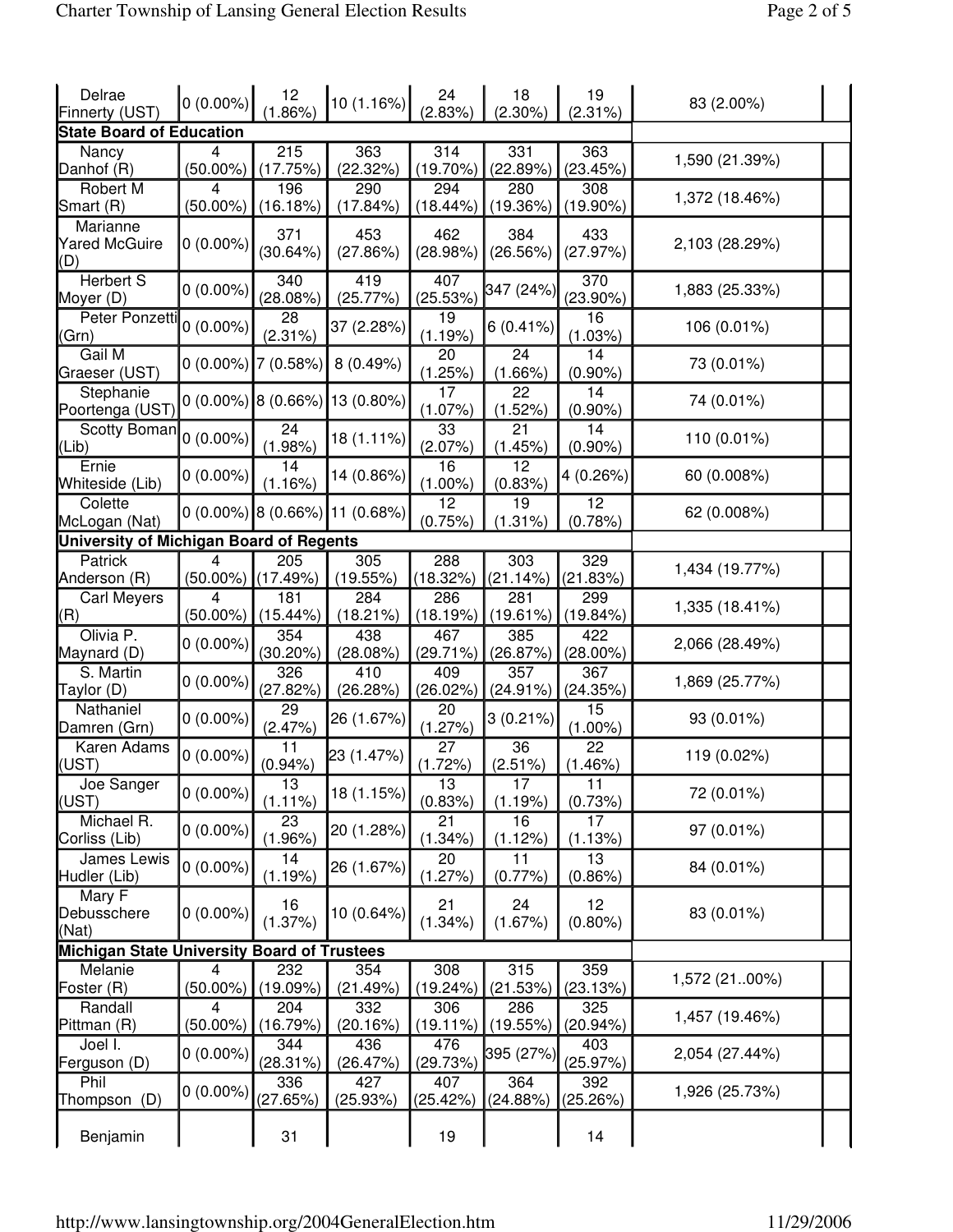| | | | | | | | | |
|---|---|---|---|---|---|---|---|---|
| Delrae Finnerty (UST) | 0 (0.00%) | 12 (1.86%) | 10 (1.16%) | 24 (2.83%) | 18 (2.30%) | 19 (2.31%) | 83 (2.00%) | |
| **State Board of Education** | | | | | | | | |
| Nancy Danhof (R) | 4 (50.00%) | 215 (17.75%) | 363 (22.32%) | 314 (19.70%) | 331 (22.89%) | 363 (23.45%) | 1,590 (21.39%) | |
| Robert M Smart (R) | 4 (50.00%) | 196 (16.18%) | 290 (17.84%) | 294 (18.44%) | 280 (19.36%) | 308 (19.90%) | 1,372 (18.46%) | |
| Marianne Yared McGuire (D) | 0 (0.00%) | 371 (30.64%) | 453 (27.86%) | 462 (28.98%) | 384 (26.56%) | 433 (27.97%) | 2,103 (28.29%) | |
| Herbert S Moyer (D) | 0 (0.00%) | 340 (28.08%) | 419 (25.77%) | 407 (25.53%) | 347 (24%) | 370 (23.90%) | 1,883 (25.33%) | |
| Peter Ponzetti (Grn) | 0 (0.00%) | 28 (2.31%) | 37 (2.28%) | 19 (1.19%) | 6 (0.41%) | 16 (1.03%) | 106 (0.01%) | |
| Gail M Graeser (UST) | 0 (0.00%) | 7 (0.58%) | 8 (0.49%) | 20 (1.25%) | 24 (1.66%) | 14 (0.90%) | 73 (0.01%) | |
| Stephanie Poortenga (UST) | 0 (0.00%) | 8 (0.66%) | 13 (0.80%) | 17 (1.07%) | 22 (1.52%) | 14 (0.90%) | 74 (0.01%) | |
| Scotty Boman (Lib) | 0 (0.00%) | 24 (1.98%) | 18 (1.11%) | 33 (2.07%) | 21 (1.45%) | 14 (0.90%) | 110 (0.01%) | |
| Ernie Whiteside (Lib) | 0 (0.00%) | 14 (1.16%) | 14 (0.86%) | 16 (1.00%) | 12 (0.83%) | 4 (0.26%) | 60 (0.008%) | |
| Colette McLogan (Nat) | 0 (0.00%) | 8 (0.66%) | 11 (0.68%) | 12 (0.75%) | 19 (1.31%) | 12 (0.78%) | 62 (0.008%) | |
| **University of Michigan Board of Regents** | | | | | | | | |
| Patrick Anderson (R) | 4 (50.00%) | 205 (17.49%) | 305 (19.55%) | 288 (18.32%) | 303 (21.14%) | 329 (21.83%) | 1,434 (19.77%) | |
| Carl Meyers (R) | 4 (50.00%) | 181 (15.44%) | 284 (18.21%) | 286 (18.19%) | 281 (19.61%) | 299 (19.84%) | 1,335 (18.41%) | |
| Olivia P. Maynard (D) | 0 (0.00%) | 354 (30.20%) | 438 (28.08%) | 467 (29.71%) | 385 (26.87%) | 422 (28.00%) | 2,066 (28.49%) | |
| S. Martin Taylor (D) | 0 (0.00%) | 326 (27.82%) | 410 (26.28%) | 409 (26.02%) | 357 (24.91%) | 367 (24.35%) | 1,869 (25.77%) | |
| Nathaniel Damren (Grn) | 0 (0.00%) | 29 (2.47%) | 26 (1.67%) | 20 (1.27%) | 3 (0.21%) | 15 (1.00%) | 93 (0.01%) | |
| Karen Adams (UST) | 0 (0.00%) | 11 (0.94%) | 23 (1.47%) | 27 (1.72%) | 36 (2.51%) | 22 (1.46%) | 119 (0.02%) | |
| Joe Sanger (UST) | 0 (0.00%) | 13 (1.11%) | 18 (1.15%) | 13 (0.83%) | 17 (1.19%) | 11 (0.73%) | 72 (0.01%) | |
| Michael R. Corliss (Lib) | 0 (0.00%) | 23 (1.96%) | 20 (1.28%) | 21 (1.34%) | 16 (1.12%) | 17 (1.13%) | 97 (0.01%) | |
| James Lewis Hudler (Lib) | 0 (0.00%) | 14 (1.19%) | 26 (1.67%) | 20 (1.27%) | 11 (0.77%) | 13 (0.86%) | 84 (0.01%) | |
| Mary F Debusschere (Nat) | 0 (0.00%) | 16 (1.37%) | 10 (0.64%) | 21 (1.34%) | 24 (1.67%) | 12 (0.80%) | 83 (0.01%) | |
| **Michigan State University Board of Trustees** | | | | | | | | |
| Melanie Foster (R) | 4 (50.00%) | 232 (19.09%) | 354 (21.49%) | 308 (19.24%) | 315 (21.53%) | 359 (23.13%) | 1,572 (21..00%) | |
| Randall Pittman (R) | 4 (50.00%) | 204 (16.79%) | 332 (20.16%) | 306 (19.11%) | 286 (19.55%) | 325 (20.94%) | 1,457 (19.46%) | |
| Joel I. Ferguson (D) | 0 (0.00%) | 344 (28.31%) | 436 (26.47%) | 476 (29.73%) | 395 (27%) | 403 (25.97%) | 2,054 (27.44%) | |
| Phil Thompson (D) | 0 (0.00%) | 336 (27.65%) | 427 (25.93%) | 407 (25.42%) | 364 (24.88%) | 392 (25.26%) | 1,926 (25.73%) | |
| Benjamin | | 31 | | 19 | | 14 | | |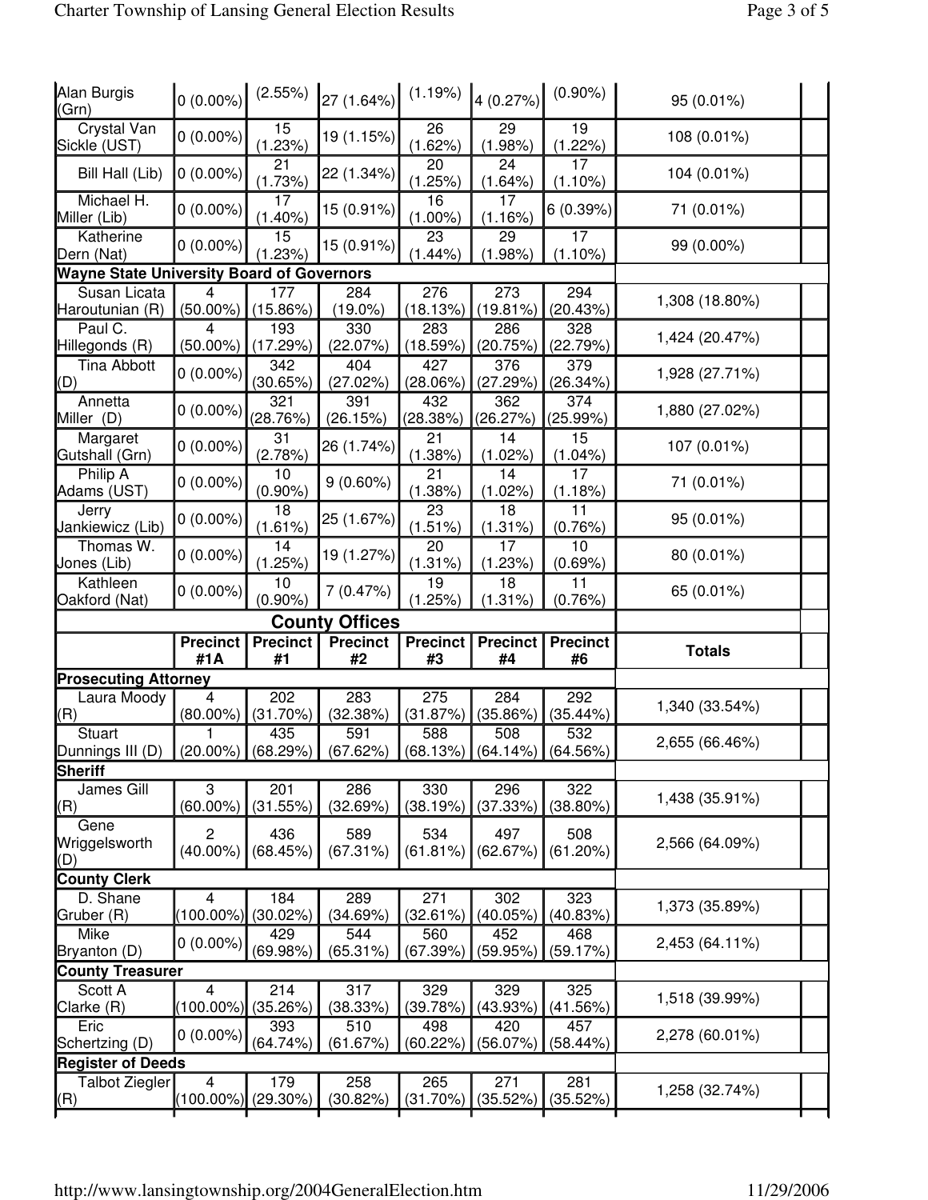| | | | | | | | |
|---|---|---|---|---|---|---|---|
| Alan Burgis (Grn) | 0 (0.00%) | (2.55%) | 27 (1.64%) | (1.19%) | 4 (0.27%) | (0.90%) | 95 (0.01%) |
| Crystal Van Sickle (UST) | 0 (0.00%) | 15 (1.23%) | 19 (1.15%) | 26 (1.62%) | 29 (1.98%) | 19 (1.22%) | 108 (0.01%) |
| Bill Hall (Lib) | 0 (0.00%) | 21 (1.73%) | 22 (1.34%) | 20 (1.25%) | 24 (1.64%) | 17 (1.10%) | 104 (0.01%) |
| Michael H. Miller (Lib) | 0 (0.00%) | 17 (1.40%) | 15 (0.91%) | 16 (1.00%) | 17 (1.16%) | 6 (0.39%) | 71 (0.01%) |
| Katherine Dern (Nat) | 0 (0.00%) | 15 (1.23%) | 15 (0.91%) | 23 (1.44%) | 29 (1.98%) | 17 (1.10%) | 99 (0.00%) |
| **Wayne State University Board of Governors** | | | | | | | |
| Susan Licata Haroutunian (R) | 4 (50.00%) | 177 (15.86%) | 284 (19.0%) | 276 (18.13%) | 273 (19.81%) | 294 (20.43%) | 1,308 (18.80%) |
| Paul C. Hillegonds (R) | 4 (50.00%) | 193 (17.29%) | 330 (22.07%) | 283 (18.59%) | 286 (20.75%) | 328 (22.79%) | 1,424 (20.47%) |
| Tina Abbott (D) | 0 (0.00%) | 342 (30.65%) | 404 (27.02%) | 427 (28.06%) | 376 (27.29%) | 379 (26.34%) | 1,928 (27.71%) |
| Annetta Miller (D) | 0 (0.00%) | 321 (28.76%) | 391 (26.15%) | 432 (28.38%) | 362 (26.27%) | 374 (25.99%) | 1,880 (27.02%) |
| Margaret Gutshall (Grn) | 0 (0.00%) | 31 (2.78%) | 26 (1.74%) | 21 (1.38%) | 14 (1.02%) | 15 (1.04%) | 107 (0.01%) |
| Philip A Adams (UST) | 0 (0.00%) | 10 (0.90%) | 9 (0.60%) | 21 (1.38%) | 14 (1.02%) | 17 (1.18%) | 71 (0.01%) |
| Jerry Jankiewicz (Lib) | 0 (0.00%) | 18 (1.61%) | 25 (1.67%) | 23 (1.51%) | 18 (1.31%) | 11 (0.76%) | 95 (0.01%) |
| Thomas W. Jones (Lib) | 0 (0.00%) | 14 (1.25%) | 19 (1.27%) | 20 (1.31%) | 17 (1.23%) | 10 (0.69%) | 80 (0.01%) |
| Kathleen Oakford (Nat) | 0 (0.00%) | 10 (0.90%) | 7 (0.47%) | 19 (1.25%) | 18 (1.31%) | 11 (0.76%) | 65 (0.01%) |

## County Offices

| | Precinct #1A | Precinct #1 | Precinct #2 | Precinct #3 | Precinct #4 | Precinct #6 | Totals |
|---|---|---|---|---|---|---|---|
| **Prosecuting Attorney** | | | | | | | |
| Laura Moody (R) | 4 (80.00%) | 202 (31.70%) | 283 (32.38%) | 275 (31.87%) | 284 (35.86%) | 292 (35.44%) | 1,340 (33.54%) |
| Stuart Dunnings III (D) | 1 (20.00%) | 435 (68.29%) | 591 (67.62%) | 588 (68.13%) | 508 (64.14%) | 532 (64.56%) | 2,655 (66.46%) |
| **Sheriff** | | | | | | | |
| James Gill (R) | 3 (60.00%) | 201 (31.55%) | 286 (32.69%) | 330 (38.19%) | 296 (37.33%) | 322 (38.80%) | 1,438 (35.91%) |
| Gene Wriggelsworth (D) | 2 (40.00%) | 436 (68.45%) | 589 (67.31%) | 534 (61.81%) | 497 (62.67%) | 508 (61.20%) | 2,566 (64.09%) |
| **County Clerk** | | | | | | | |
| D. Shane Gruber (R) | 4 (100.00%) | 184 (30.02%) | 289 (34.69%) | 271 (32.61%) | 302 (40.05%) | 323 (40.83%) | 1,373 (35.89%) |
| Mike Bryanton (D) | 0 (0.00%) | 429 (69.98%) | 544 (65.31%) | 560 (67.39%) | 452 (59.95%) | 468 (59.17%) | 2,453 (64.11%) |
| **County Treasurer** | | | | | | | |
| Scott A Clarke (R) | 4 (100.00%) | 214 (35.26%) | 317 (38.33%) | 329 (39.78%) | 329 (43.93%) | 325 (41.56%) | 1,518 (39.99%) |
| Eric Schertzing (D) | 0 (0.00%) | 393 (64.74%) | 510 (61.67%) | 498 (60.22%) | 420 (56.07%) | 457 (58.44%) | 2,278 (60.01%) |
| **Register of Deeds** | | | | | | | |
| Talbot Ziegler (R) | 4 (100.00%) | 179 (29.30%) | 258 (30.82%) | 265 (31.70%) | 271 (35.52%) | 281 (35.52%) | 1,258 (32.74%) |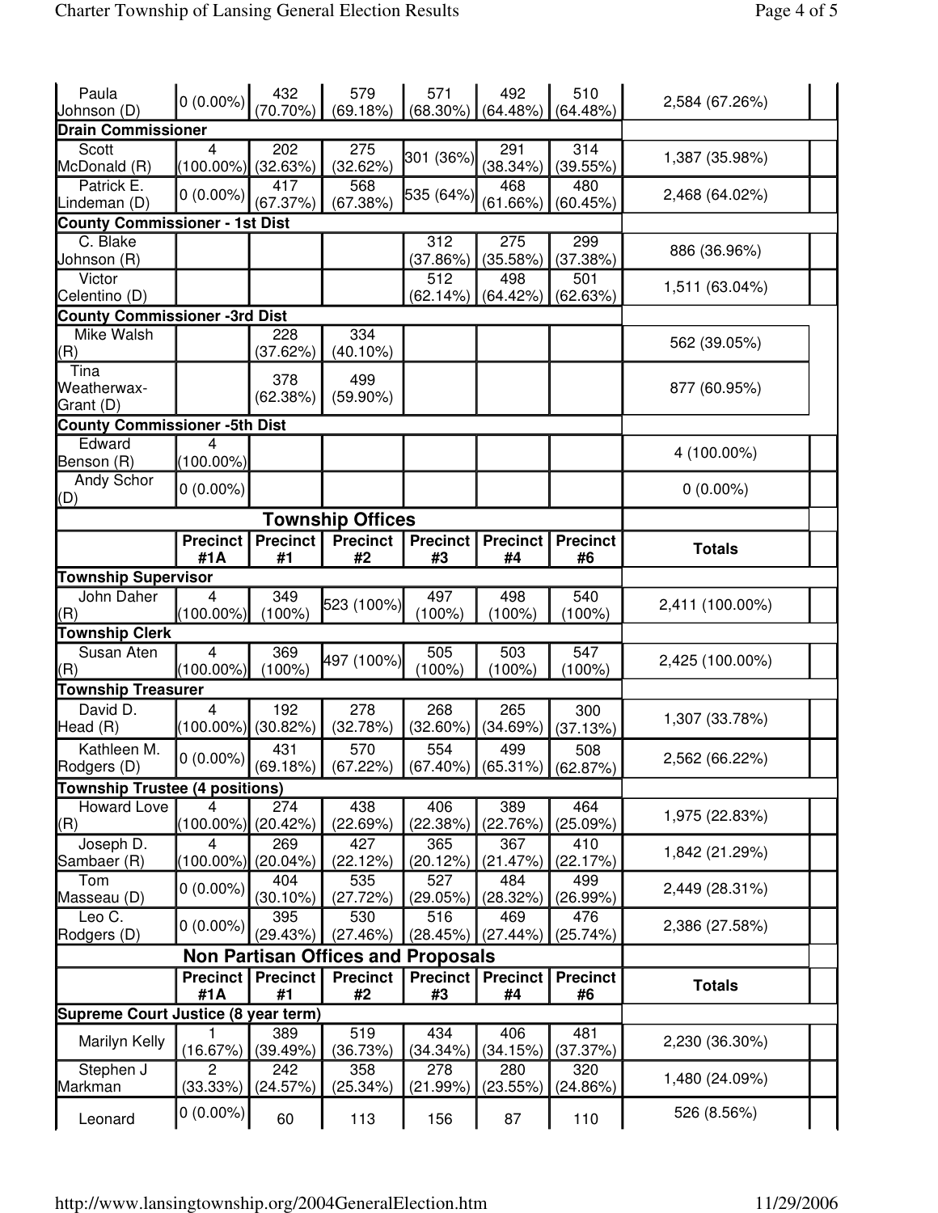| | | | | | | | |
|---|---|---|---|---|---|---|---|
| Paula Johnson (D) | 0 (0.00%) | 432 (70.70%) | 579 (69.18%) | 571 (68.30%) | 492 (64.48%) | 510 (64.48%) | 2,584 (67.26%) |
| **Drain Commissioner** | | | | | | | |
| Scott McDonald (R) | 4 (100.00%) | 202 (32.63%) | 275 (32.62%) | 301 (36%) | 291 (38.34%) | 314 (39.55%) | 1,387 (35.98%) |
| Patrick E. Lindeman (D) | 0 (0.00%) | 417 (67.37%) | 568 (67.38%) | 535 (64%) | 468 (61.66%) | 480 (60.45%) | 2,468 (64.02%) |
| **County Commissioner - 1st Dist** | | | | | | | |
| C. Blake Johnson (R) | | | | 312 (37.86%) | 275 (35.58%) | 299 (37.38%) | 886 (36.96%) |
| Victor Celentino (D) | | | | 512 (62.14%) | 498 (64.42%) | 501 (62.63%) | 1,511 (63.04%) |
| **County Commissioner -3rd Dist** | | | | | | | |
| Mike Walsh (R) | | 228 (37.62%) | 334 (40.10%) | | | | 562 (39.05%) |
| Tina Weatherwax-Grant (D) | | 378 (62.38%) | 499 (59.90%) | | | | 877 (60.95%) |
| **County Commissioner -5th Dist** | | | | | | | |
| Edward Benson (R) | 4 (100.00%) | | | | | | 4 (100.00%) |
| Andy Schor (D) | 0 (0.00%) | | | | | | 0 (0.00%) |

## Township Offices

| | Precinct #1A | Precinct #1 | Precinct #2 | Precinct #3 | Precinct #4 | Precinct #6 | Totals |
|---|---|---|---|---|---|---|---|
| **Township Supervisor** | | | | | | | |
| John Daher (R) | 4 (100.00%) | 349 (100%) | 523 (100%) | 497 (100%) | 498 (100%) | 540 (100%) | 2,411 (100.00%) |
| **Township Clerk** | | | | | | | |
| Susan Aten (R) | 4 (100.00%) | 369 (100%) | 497 (100%) | 505 (100%) | 503 (100%) | 547 (100%) | 2,425 (100.00%) |
| **Township Treasurer** | | | | | | | |
| David D. Head (R) | 4 (100.00%) | 192 (30.82%) | 278 (32.78%) | 268 (32.60%) | 265 (34.69%) | 300 (37.13%) | 1,307 (33.78%) |
| Kathleen M. Rodgers (D) | 0 (0.00%) | 431 (69.18%) | 570 (67.22%) | 554 (67.40%) | 499 (65.31%) | 508 (62.87%) | 2,562 (66.22%) |
| **Township Trustee (4 positions)** | | | | | | | |
| Howard Love (R) | 4 (100.00%) | 274 (20.42%) | 438 (22.69%) | 406 (22.38%) | 389 (22.76%) | 464 (25.09%) | 1,975 (22.83%) |
| Joseph D. Sambaer (R) | 4 (100.00%) | 269 (20.04%) | 427 (22.12%) | 365 (20.12%) | 367 (21.47%) | 410 (22.17%) | 1,842 (21.29%) |
| Tom Masseau (D) | 0 (0.00%) | 404 (30.10%) | 535 (27.72%) | 527 (29.05%) | 484 (28.32%) | 499 (26.99%) | 2,449 (28.31%) |
| Leo C. Rodgers (D) | 0 (0.00%) | 395 (29.43%) | 530 (27.46%) | 516 (28.45%) | 469 (27.44%) | 476 (25.74%) | 2,386 (27.58%) |

## Non Partisan Offices and Proposals

| | Precinct #1A | Precinct #1 | Precinct #2 | Precinct #3 | Precinct #4 | Precinct #6 | Totals |
|---|---|---|---|---|---|---|---|
| **Supreme Court Justice (8 year term)** | | | | | | | |
| Marilyn Kelly | 1 (16.67%) | 389 (39.49%) | 519 (36.73%) | 434 (34.34%) | 406 (34.15%) | 481 (37.37%) | 2,230 (36.30%) |
| Stephen J Markman | 2 (33.33%) | 242 (24.57%) | 358 (25.34%) | 278 (21.99%) | 280 (23.55%) | 320 (24.86%) | 1,480 (24.09%) |
| Leonard | 0 (0.00%) | 60 | 113 | 156 | 87 | 110 | 526 (8.56%) |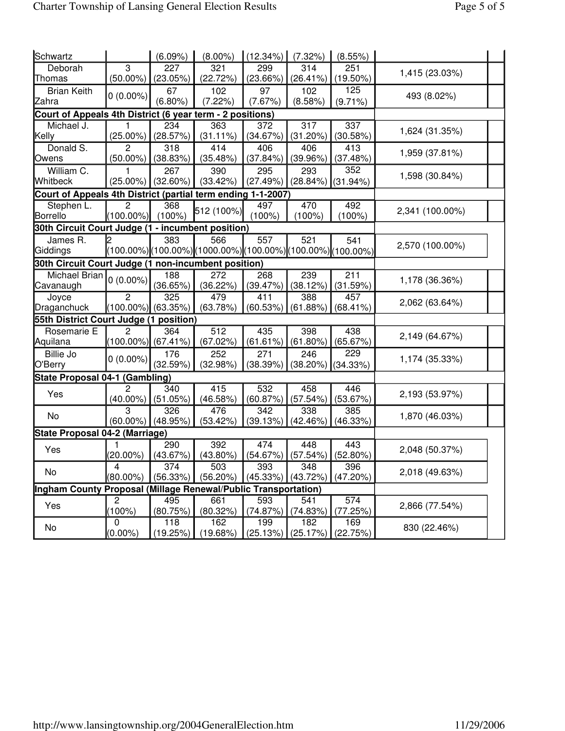| | | | | | | | | |
|---|---|---|---|---|---|---|---|---|
| Schwartz | | (6.09%) | (8.00%) | (12.34%) | (7.32%) | (8.55%) | | |
| Deborah Thomas | 3 (50.00%) | 227 (23.05%) | 321 (22.72%) | 299 (23.66%) | 314 (26.41%) | 251 (19.50%) | 1,415 (23.03%) | |
| Brian Keith Zahra | 0 (0.00%) | 67 (6.80%) | 102 (7.22%) | 97 (7.67%) | 102 (8.58%) | 125 (9.71%) | 493 (8.02%) | |
| **Court of Appeals 4th District (6 year term - 2 positions)** | | | | | | | | |
| Michael J. Kelly | 1 (25.00%) | 234 (28.57%) | 363 (31.11%) | 372 (34.67%) | 317 (31.20%) | 337 (30.58%) | 1,624 (31.35%) | |
| Donald S. Owens | 2 (50.00%) | 318 (38.83%) | 414 (35.48%) | 406 (37.84%) | 406 (39.96%) | 413 (37.48%) | 1,959 (37.81%) | |
| William C. Whitbeck | 1 (25.00%) | 267 (32.60%) | 390 (33.42%) | 295 (27.49%) | 293 (28.84%) | 352 (31.94%) | 1,598 (30.84%) | |
| **Court of Appeals 4th District (partial term ending 1-1-2007)** | | | | | | | | |
| Stephen L. Borrello | 2 (100.00%) | 368 (100%) | 512 (100%) | 497 (100%) | 470 (100%) | 492 (100%) | 2,341 (100.00%) | |
| **30th Circuit Court Judge (1 - incumbent position)** | | | | | | | | |
| James R. Giddings | 2 (100.00%) | 383 (100.00%) | 566 (1000.00%) | 557 (100.00%) | 521 (100.00%) | 541 (100.00%) | 2,570 (100.00%) | |
| **30th Circuit Court Judge (1 non-incumbent position)** | | | | | | | | |
| Michael Brian Cavanaugh | 0 (0.00%) | 188 (36.65%) | 272 (36.22%) | 268 (39.47%) | 239 (38.12%) | 211 (31.59%) | 1,178 (36.36%) | |
| Joyce Draganchuck | 2 (100.00%) | 325 (63.35%) | 479 (63.78%) | 411 (60.53%) | 388 (61.88%) | 457 (68.41%) | 2,062 (63.64%) | |
| **55th District Court Judge (1 position)** | | | | | | | | |
| Rosemarie E Aquilana | 2 (100.00%) | 364 (67.41%) | 512 (67.02%) | 435 (61.61%) | 398 (61.80%) | 438 (65.67%) | 2,149 (64.67%) | |
| Billie Jo O'Berry | 0 (0.00%) | 176 (32.59%) | 252 (32.98%) | 271 (38.39%) | 246 (38.20%) | 229 (34.33%) | 1,174 (35.33%) | |
| **State Proposal 04-1 (Gambling)** | | | | | | | | |
| Yes | 2 (40.00%) | 340 (51.05%) | 415 (46.58%) | 532 (60.87%) | 458 (57.54%) | 446 (53.67%) | 2,193 (53.97%) | |
| No | 3 (60.00%) | 326 (48.95%) | 476 (53.42%) | 342 (39.13%) | 338 (42.46%) | 385 (46.33%) | 1,870 (46.03%) | |
| **State Proposal 04-2 (Marriage)** | | | | | | | | |
| Yes | 1 (20.00%) | 290 (43.67%) | 392 (43.80%) | 474 (54.67%) | 448 (57.54%) | 443 (52.80%) | 2,048 (50.37%) | |
| No | 4 (80.00%) | 374 (56.33%) | 503 (56.20%) | 393 (45.33%) | 348 (43.72%) | 396 (47.20%) | 2,018 (49.63%) | |
| **Ingham County Proposal (Millage Renewal/Public Transportation)** | | | | | | | | |
| Yes | 2 (100%) | 495 (80.75%) | 661 (80.32%) | 593 (74.87%) | 541 (74.83%) | 574 (77.25%) | 2,866 (77.54%) | |
| No | 0 (0.00%) | 118 (19.25%) | 162 (19.68%) | 199 (25.13%) | 182 (25.17%) | 169 (22.75%) | 830 (22.46%) | |